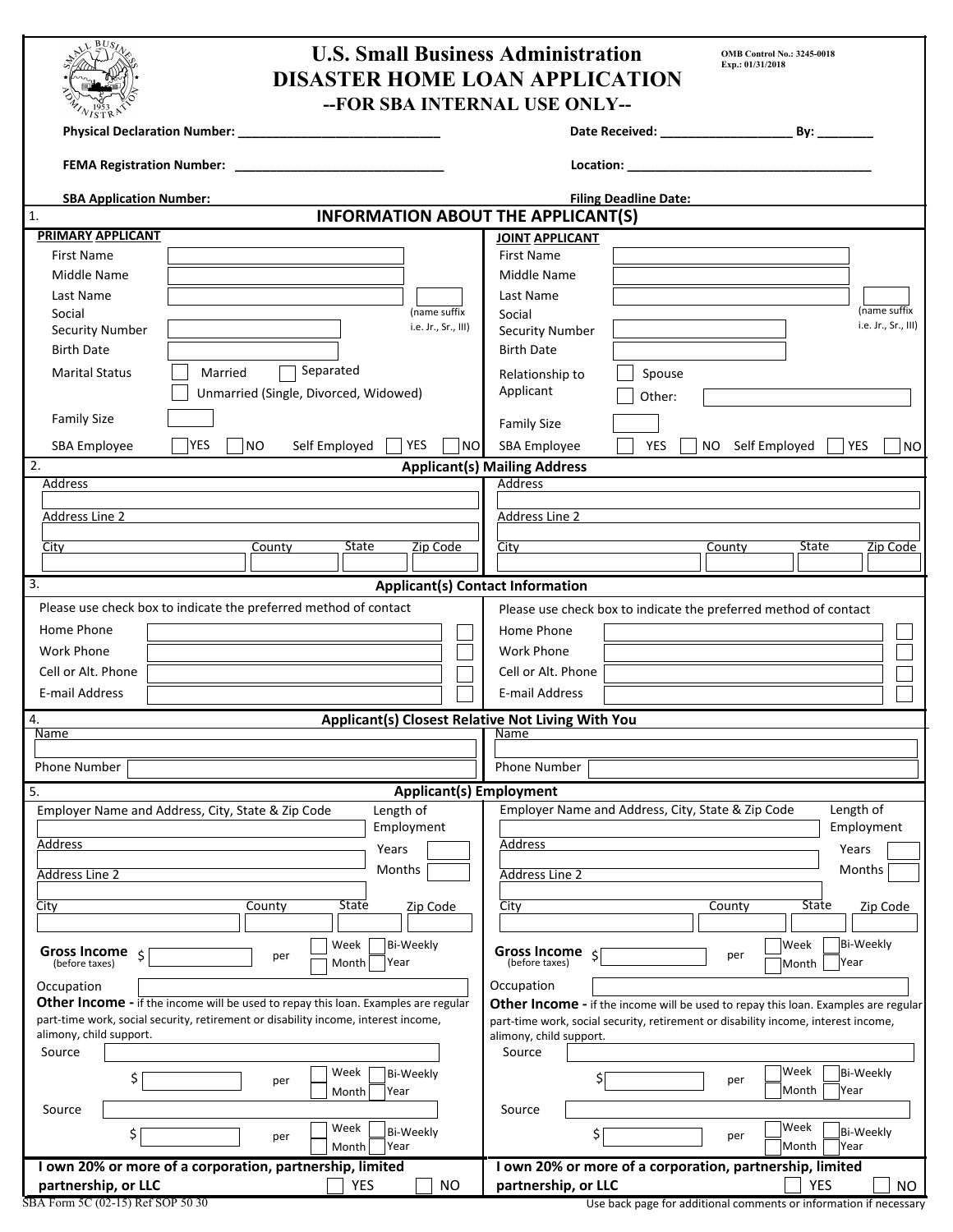# U.S. Small Business Administration

## DISASTER HOME LOAN APPLICATION

### --FOR SBA INTERNAL USE ONLY--

OMB Control No.: 3245-0018
Exp.: 01/31/2018

Physical Declaration Number: ______________________________ Date Received: ___________________ By: ________

FEMA Registration Number: ______________________________ Location: ____________________________________

SBA Application Number: Filing Deadline Date:

## 1. INFORMATION ABOUT THE APPLICANT(S)

| PRIMARY APPLICANT | | JOINT APPLICANT | |
|---|---|---|---|
| First Name | | First Name | |
| Middle Name | | Middle Name | |
| Last Name | (name suffix i.e. Jr., Sr., III) | Last Name | (name suffix i.e. Jr., Sr., III) |
| Social Security Number | | Social Security Number | |
| Birth Date | | Birth Date | |
| Marital Status | ☐ Married ☐ Separated ☐ Unmarried (Single, Divorced, Widowed) | Relationship to Applicant | ☐ Spouse ☐ Other: |
| Family Size | | Family Size | |
| SBA Employee | ☐ YES ☐ NO Self Employed ☐ YES ☐ NO | SBA Employee | ☐ YES ☐ NO Self Employed ☐ YES ☐ NO |

## 2. Applicant(s) Mailing Address

| Primary Applicant | Joint Applicant |
|---|---|
| Address | Address |
| Address Line 2 | Address Line 2 |
| City / County / State / Zip Code | City / County / State / Zip Code |

## 3. Applicant(s) Contact Information

| Please use check box to indicate the preferred method of contact | | Please use check box to indicate the preferred method of contact | |
|---|---|---|---|
| Home Phone | ☐ | Home Phone | ☐ |
| Work Phone | ☐ | Work Phone | ☐ |
| Cell or Alt. Phone | ☐ | Cell or Alt. Phone | ☐ |
| E-mail Address | ☐ | E-mail Address | ☐ |

## 4. Applicant(s) Closest Relative Not Living With You

| Primary Applicant | Joint Applicant |
|---|---|
| Name | Name |
| Phone Number | Phone Number |

## 5. Applicant(s) Employment

| Primary Applicant | Joint Applicant |
|---|---|
| Employer Name and Address, City, State & Zip Code | Employer Name and Address, City, State & Zip Code |
| Length of Employment: Years ____ Months ____ | Length of Employment: Years ____ Months ____ |
| Address | Address |
| Address Line 2 | Address Line 2 |
| City / County / State / Zip Code | City / County / State / Zip Code |
| **Gross Income** (before taxes) $ ____ per ☐ Week ☐ Bi-Weekly ☐ Month ☐ Year | **Gross Income** (before taxes) $ ____ per ☐ Week ☐ Bi-Weekly ☐ Month ☐ Year |
| Occupation | Occupation |
| **Other Income -** if the income will be used to repay this loan. Examples are regular part-time work, social security, retirement or disability income, interest income, alimony, child support. | **Other Income -** if the income will be used to repay this loan. Examples are regular part-time work, social security, retirement or disability income, interest income, alimony, child support. |
| Source | Source |
| $ ____ per ☐ Week ☐ Bi-Weekly ☐ Month ☐ Year | $ ____ per ☐ Week ☐ Bi-Weekly ☐ Month ☐ Year |
| Source | Source |
| $ ____ per ☐ Week ☐ Bi-Weekly ☐ Month ☐ Year | $ ____ per ☐ Week ☐ Bi-Weekly ☐ Month ☐ Year |
| **I own 20% or more of a corporation, partnership, limited partnership, or LLC** ☐ YES ☐ NO | **I own 20% or more of a corporation, partnership, limited partnership, or LLC** ☐ YES ☐ NO |

SBA Form 5C (02-15) Ref SOP 50 30

Use back page for additional comments or information if necessary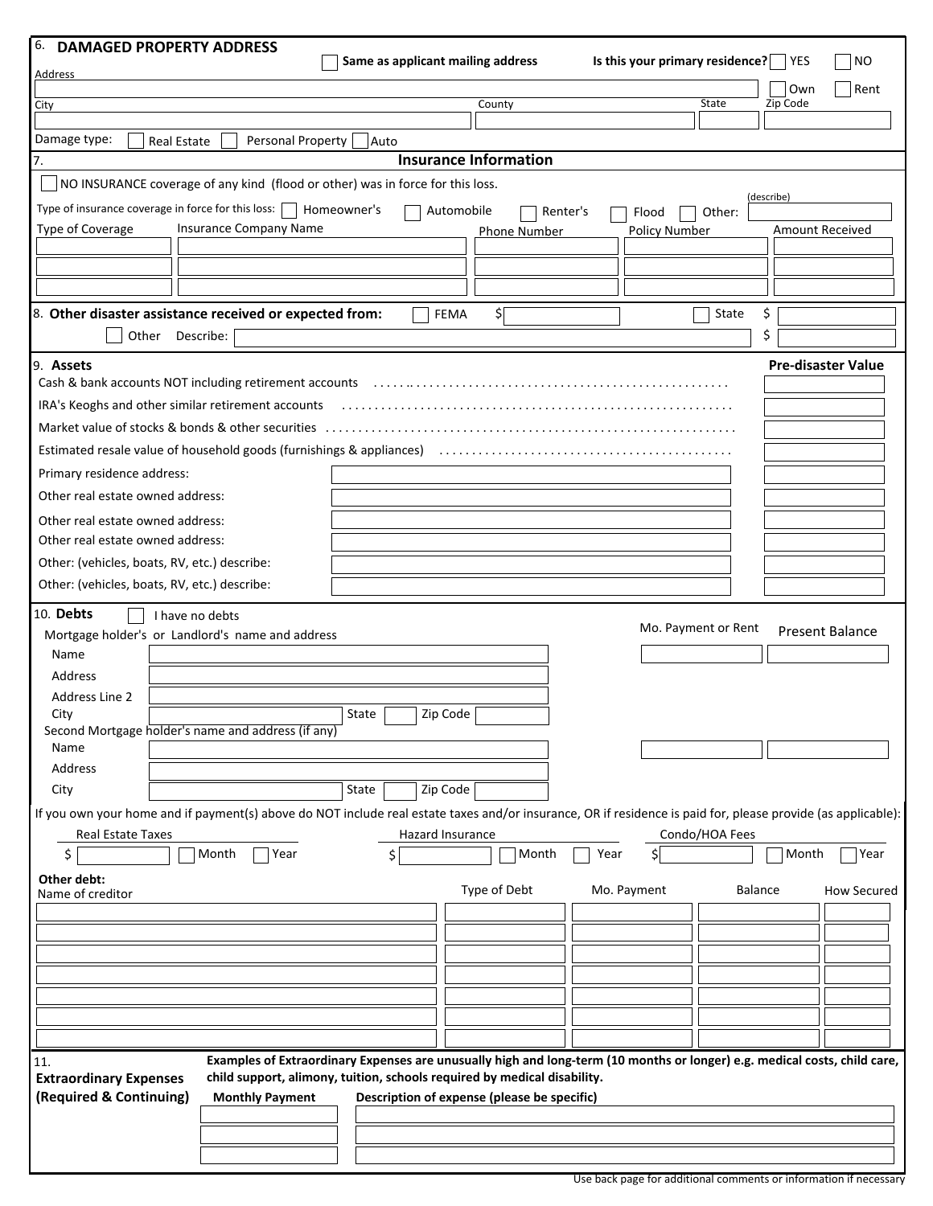## 6. DAMAGED PROPERTY ADDRESS

☐ Same as applicant mailing address

Is this your primary residence? ☐ YES ☐ NO

☐ Own ☐ Rent

| Address | | | |
|---|---|---|---|
| | | | |

| City | County | State | Zip Code |
|---|---|---|---|
| | | | |

Damage type: ☐ Real Estate ☐ Personal Property ☐ Auto

## 7. Insurance Information

☐ NO INSURANCE coverage of any kind (flood or other) was in force for this loss.

Type of insurance coverage in force for this loss: ☐ Homeowner's ☐ Automobile ☐ Renter's ☐ Flood ☐ Other: (describe) ____________

| Type of Coverage | Insurance Company Name | Phone Number | Policy Number | Amount Received |
|---|---|---|---|---|
| | | | | |
| | | | | |
| | | | | |

## 8. Other disaster assistance received or expected from:

☐ FEMA $ ____________ ☐ State $ ____________

☐ Other Describe: ____________ $ ____________

## 9. Assets

| | | Pre-disaster Value |
|---|---|---|
| Cash & bank accounts NOT including retirement accounts | | |
| IRA's Keoghs and other similar retirement accounts | | |
| Market value of stocks & bonds & other securities | | |
| Estimated resale value of household goods (furnishings & appliances) | | |
| Primary residence address: | | |
| Other real estate owned address: | | |
| Other real estate owned address: | | |
| Other real estate owned address: | | |
| Other: (vehicles, boats, RV, etc.) describe: | | |
| Other: (vehicles, boats, RV, etc.) describe: | | |

## 10. Debts

☐ I have no debts

Mortgage holder's or Landlord's name and address

| | | Mo. Payment or Rent | Present Balance |
|---|---|---|---|
| Name | | | |
| Address | | | |
| Address Line 2 | | | |
| City | State ____ Zip Code ____ | | |

Second Mortgage holder's name and address (if any)

| | | Mo. Payment or Rent | Present Balance |
|---|---|---|---|
| Name | | | |
| Address | | | |
| City | State ____ Zip Code ____ | | |

If you own your home and if payment(s) above do NOT include real estate taxes and/or insurance, OR if residence is paid for, please provide (as applicable):

| Real Estate Taxes | Hazard Insurance | Condo/HOA Fees |
|---|---|---|
| $ ____ ☐ Month ☐ Year | $ ____ ☐ Month ☐ Year | $ ____ ☐ Month ☐ Year |

**Other debt:**

| Name of creditor | Type of Debt | Mo. Payment | Balance | How Secured |
|---|---|---|---|---|
| | | | | |
| | | | | |
| | | | | |
| | | | | |
| | | | | |
| | | | | |
| | | | | |

## 11. Extraordinary Expenses (Required & Continuing)

**Examples of Extraordinary Expenses are unusually high and long-term (10 months or longer) e.g. medical costs, child care, child support, alimony, tuition, schools required by medical disability.**

| Monthly Payment | Description of expense (please be specific) |
|---|---|
| | |
| | |
| | |

Use back page for additional comments or information if necessary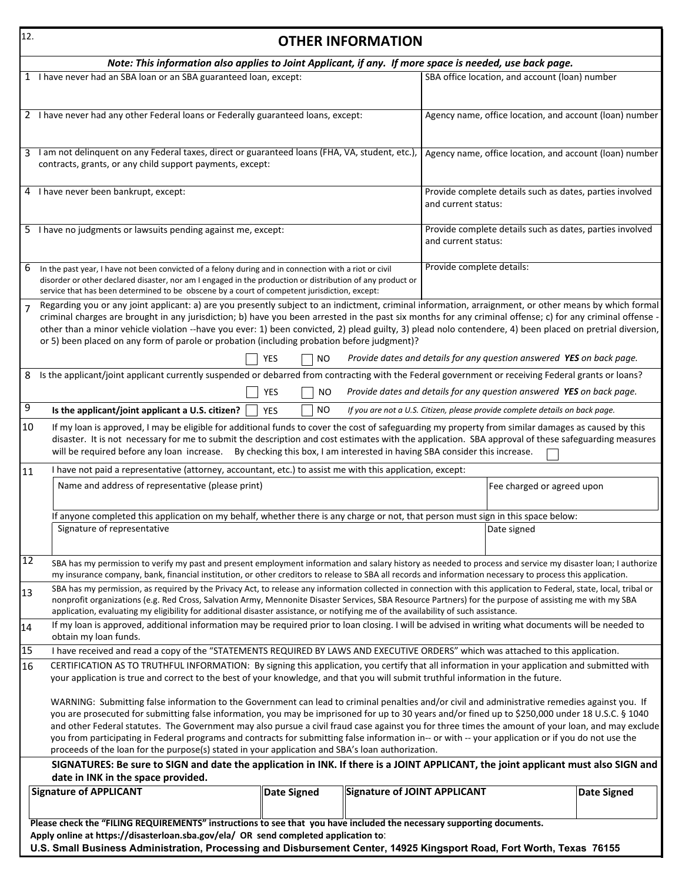12.

## OTHER INFORMATION

***Note: This information also applies to Joint Applicant, if any. If more space is needed, use back page.***

| | |
|---|---|
| 1 I have never had an SBA loan or an SBA guaranteed loan, except: | SBA office location, and account (loan) number |
| 2 I have never had any other Federal loans or Federally guaranteed loans, except: | Agency name, office location, and account (loan) number |
| 3 I am not delinquent on any Federal taxes, direct or guaranteed loans (FHA, VA, student, etc.), contracts, grants, or any child support payments, except: | Agency name, office location, and account (loan) number |
| 4 I have never been bankrupt, except: | Provide complete details such as dates, parties involved and current status: |
| 5 I have no judgments or lawsuits pending against me, except: | Provide complete details such as dates, parties involved and current status: |
| 6 In the past year, I have not been convicted of a felony during and in connection with a riot or civil disorder or other declared disaster, nor am I engaged in the production or distribution of any product or service that has been determined to be obscene by a court of competent jurisdiction, except: | Provide complete details: |

7 Regarding you or any joint applicant: a) are you presently subject to an indictment, criminal information, arraignment, or other means by which formal criminal charges are brought in any jurisdiction; b) have you been arrested in the past six months for any criminal offense; c) for any criminal offense - other than a minor vehicle violation --have you ever: 1) been convicted, 2) plead guilty, 3) plead nolo contendere, 4) been placed on pretrial diversion, or 5) been placed on any form of parole or probation (including probation before judgment)?

☐ YES ☐ NO *Provide dates and details for any question answered **YES** on back page.*

8 Is the applicant/joint applicant currently suspended or debarred from contracting with the Federal government or receiving Federal grants or loans?

☐ YES ☐ NO *Provide dates and details for any question answered **YES** on back page.*

9 **Is the applicant/joint applicant a U.S. citizen?** ☐ YES ☐ NO *If you are not a U.S. Citizen, please provide complete details on back page.*

10 If my loan is approved, I may be eligible for additional funds to cover the cost of safeguarding my property from similar damages as caused by this disaster. It is not necessary for me to submit the description and cost estimates with the application. SBA approval of these safeguarding measures will be required before any loan increase. By checking this box, I am interested in having SBA consider this increase. ☐

11 I have not paid a representative (attorney, accountant, etc.) to assist me with this application, except:

| Name and address of representative (please print) | Fee charged or agreed upon |
|---|---|
| | |

If anyone completed this application on my behalf, whether there is any charge or not, that person must sign in this space below:

| Signature of representative | Date signed |
|---|---|
| | |

12 SBA has my permission to verify my past and present employment information and salary history as needed to process and service my disaster loan; I authorize my insurance company, bank, financial institution, or other creditors to release to SBA all records and information necessary to process this application.

13 SBA has my permission, as required by the Privacy Act, to release any information collected in connection with this application to Federal, state, local, tribal or nonprofit organizations (e.g. Red Cross, Salvation Army, Mennonite Disaster Services, SBA Resource Partners) for the purpose of assisting me with my SBA application, evaluating my eligibility for additional disaster assistance, or notifying me of the availability of such assistance.

14 If my loan is approved, additional information may be required prior to loan closing. I will be advised in writing what documents will be needed to obtain my loan funds.

15 I have received and read a copy of the "STATEMENTS REQUIRED BY LAWS AND EXECUTIVE ORDERS" which was attached to this application.

16 CERTIFICATION AS TO TRUTHFUL INFORMATION: By signing this application, you certify that all information in your application and submitted with your application is true and correct to the best of your knowledge, and that you will submit truthful information in the future.

WARNING: Submitting false information to the Government can lead to criminal penalties and/or civil and administrative remedies against you. If you are prosecuted for submitting false information, you may be imprisoned for up to 30 years and/or fined up to $250,000 under 18 U.S.C. § 1040 and other Federal statutes. The Government may also pursue a civil fraud case against you for three times the amount of your loan, and may exclude you from participating in Federal programs and contracts for submitting false information in-- or with -- your application or if you do not use the proceeds of the loan for the purpose(s) stated in your application and SBA's loan authorization.

**SIGNATURES: Be sure to SIGN and date the application in INK. If there is a JOINT APPLICANT, the joint applicant must also SIGN and date in INK in the space provided.**

| Signature of APPLICANT | Date Signed | Signature of JOINT APPLICANT | Date Signed |
|---|---|---|---|
| | | | |

**Please check the "FILING REQUIREMENTS" instructions to see that you have included the necessary supporting documents.**

**Apply online at https://disasterloan.sba.gov/ela/ OR send completed application to**:

**U.S. Small Business Administration, Processing and Disbursement Center, 14925 Kingsport Road, Fort Worth, Texas 76155**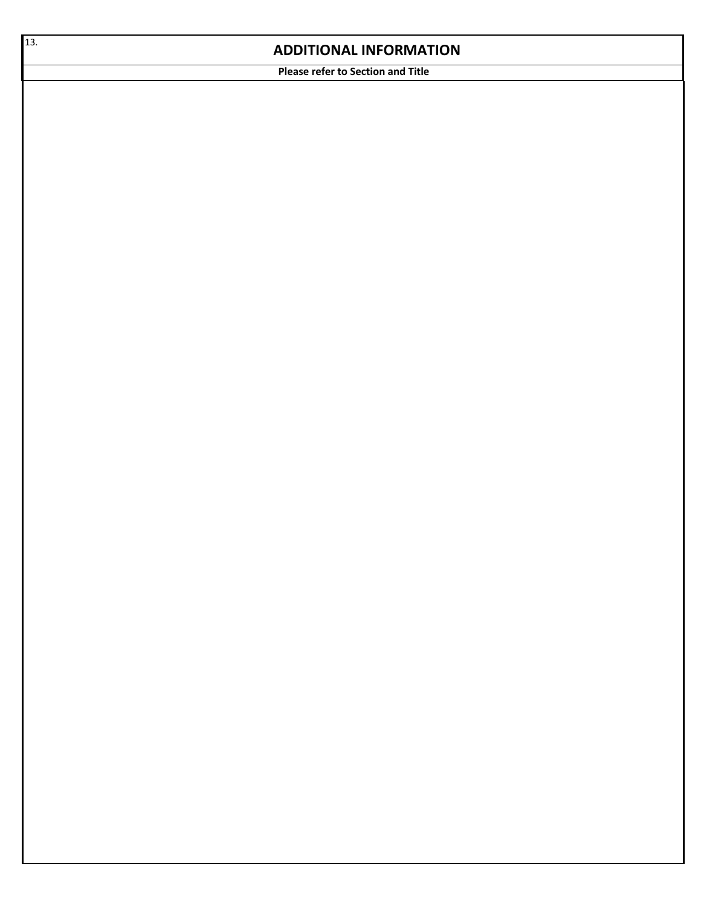13.

## ADDITIONAL INFORMATION

**Please refer to Section and Title**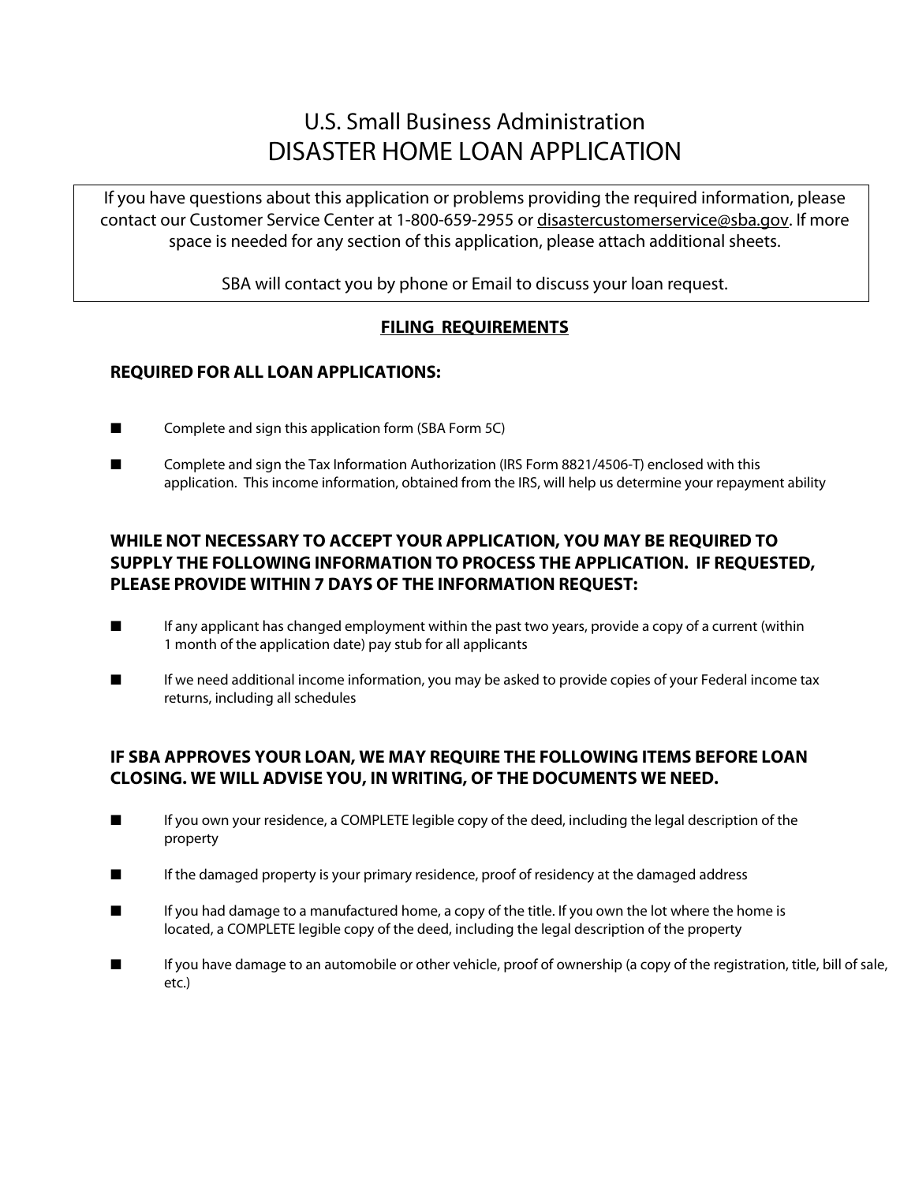# U.S. Small Business Administration
# DISASTER HOME LOAN APPLICATION

> If you have questions about this application or problems providing the required information, please contact our Customer Service Center at 1-800-659-2955 or disastercustomerservice@sba.gov. If more space is needed for any section of this application, please attach additional sheets.
>
> SBA will contact you by phone or Email to discuss your loan request.

## FILING REQUIREMENTS

### REQUIRED FOR ALL LOAN APPLICATIONS:

- Complete and sign this application form (SBA Form 5C)
- Complete and sign the Tax Information Authorization (IRS Form 8821/4506-T) enclosed with this application. This income information, obtained from the IRS, will help us determine your repayment ability

### WHILE NOT NECESSARY TO ACCEPT YOUR APPLICATION, YOU MAY BE REQUIRED TO SUPPLY THE FOLLOWING INFORMATION TO PROCESS THE APPLICATION. IF REQUESTED, PLEASE PROVIDE WITHIN 7 DAYS OF THE INFORMATION REQUEST:

- If any applicant has changed employment within the past two years, provide a copy of a current (within 1 month of the application date) pay stub for all applicants
- If we need additional income information, you may be asked to provide copies of your Federal income tax returns, including all schedules

### IF SBA APPROVES YOUR LOAN, WE MAY REQUIRE THE FOLLOWING ITEMS BEFORE LOAN CLOSING. WE WILL ADVISE YOU, IN WRITING, OF THE DOCUMENTS WE NEED.

- If you own your residence, a COMPLETE legible copy of the deed, including the legal description of the property
- If the damaged property is your primary residence, proof of residency at the damaged address
- If you had damage to a manufactured home, a copy of the title. If you own the lot where the home is located, a COMPLETE legible copy of the deed, including the legal description of the property
- If you have damage to an automobile or other vehicle, proof of ownership (a copy of the registration, title, bill of sale, etc.)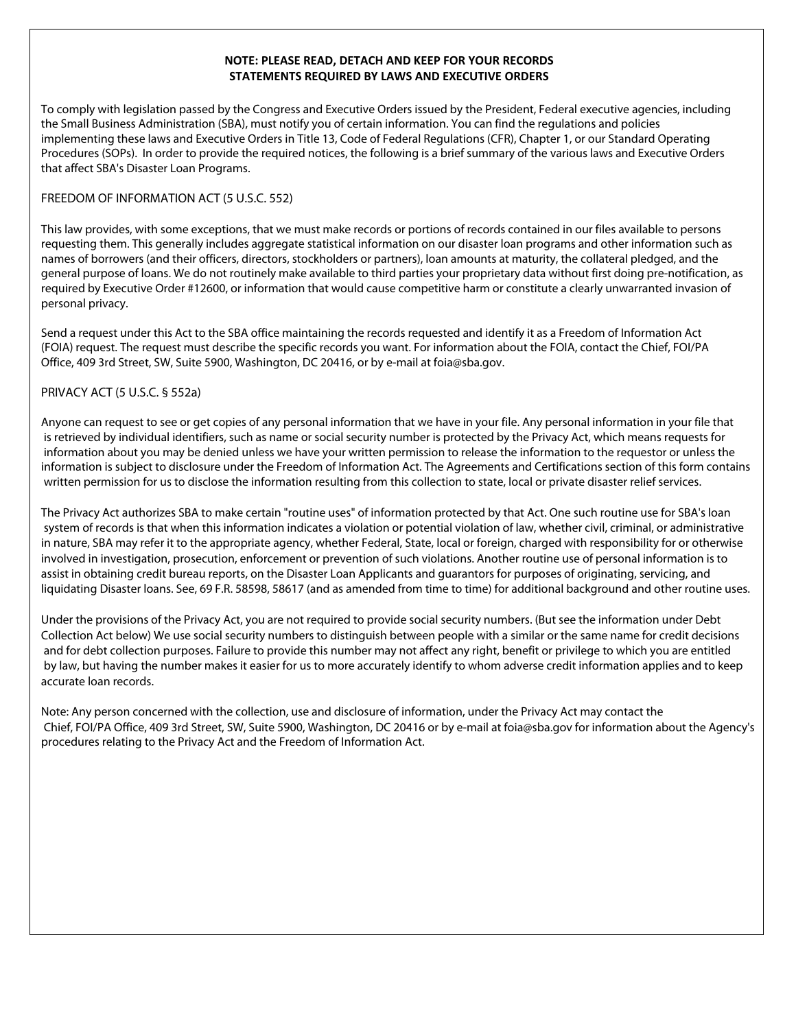**NOTE: PLEASE READ, DETACH AND KEEP FOR YOUR RECORDS**
**STATEMENTS REQUIRED BY LAWS AND EXECUTIVE ORDERS**

To comply with legislation passed by the Congress and Executive Orders issued by the President, Federal executive agencies, including the Small Business Administration (SBA), must notify you of certain information. You can find the regulations and policies implementing these laws and Executive Orders in Title 13, Code of Federal Regulations (CFR), Chapter 1, or our Standard Operating Procedures (SOPs). In order to provide the required notices, the following is a brief summary of the various laws and Executive Orders that affect SBA's Disaster Loan Programs.

FREEDOM OF INFORMATION ACT (5 U.S.C. 552)

This law provides, with some exceptions, that we must make records or portions of records contained in our files available to persons requesting them. This generally includes aggregate statistical information on our disaster loan programs and other information such as names of borrowers (and their officers, directors, stockholders or partners), loan amounts at maturity, the collateral pledged, and the general purpose of loans. We do not routinely make available to third parties your proprietary data without first doing pre-notification, as required by Executive Order #12600, or information that would cause competitive harm or constitute a clearly unwarranted invasion of personal privacy.

Send a request under this Act to the SBA office maintaining the records requested and identify it as a Freedom of Information Act (FOIA) request. The request must describe the specific records you want. For information about the FOIA, contact the Chief, FOI/PA Office, 409 3rd Street, SW, Suite 5900, Washington, DC 20416, or by e-mail at foia@sba.gov.

PRIVACY ACT (5 U.S.C. § 552a)

Anyone can request to see or get copies of any personal information that we have in your file. Any personal information in your file that is retrieved by individual identifiers, such as name or social security number is protected by the Privacy Act, which means requests for information about you may be denied unless we have your written permission to release the information to the requestor or unless the information is subject to disclosure under the Freedom of Information Act. The Agreements and Certifications section of this form contains written permission for us to disclose the information resulting from this collection to state, local or private disaster relief services.

The Privacy Act authorizes SBA to make certain "routine uses" of information protected by that Act. One such routine use for SBA's loan system of records is that when this information indicates a violation or potential violation of law, whether civil, criminal, or administrative in nature, SBA may refer it to the appropriate agency, whether Federal, State, local or foreign, charged with responsibility for or otherwise involved in investigation, prosecution, enforcement or prevention of such violations. Another routine use of personal information is to assist in obtaining credit bureau reports, on the Disaster Loan Applicants and guarantors for purposes of originating, servicing, and liquidating Disaster loans. See, 69 F.R. 58598, 58617 (and as amended from time to time) for additional background and other routine uses.

Under the provisions of the Privacy Act, you are not required to provide social security numbers. (But see the information under Debt Collection Act below) We use social security numbers to distinguish between people with a similar or the same name for credit decisions and for debt collection purposes. Failure to provide this number may not affect any right, benefit or privilege to which you are entitled by law, but having the number makes it easier for us to more accurately identify to whom adverse credit information applies and to keep accurate loan records.

Note: Any person concerned with the collection, use and disclosure of information, under the Privacy Act may contact the Chief, FOI/PA Office, 409 3rd Street, SW, Suite 5900, Washington, DC 20416 or by e-mail at foia@sba.gov for information about the Agency's procedures relating to the Privacy Act and the Freedom of Information Act.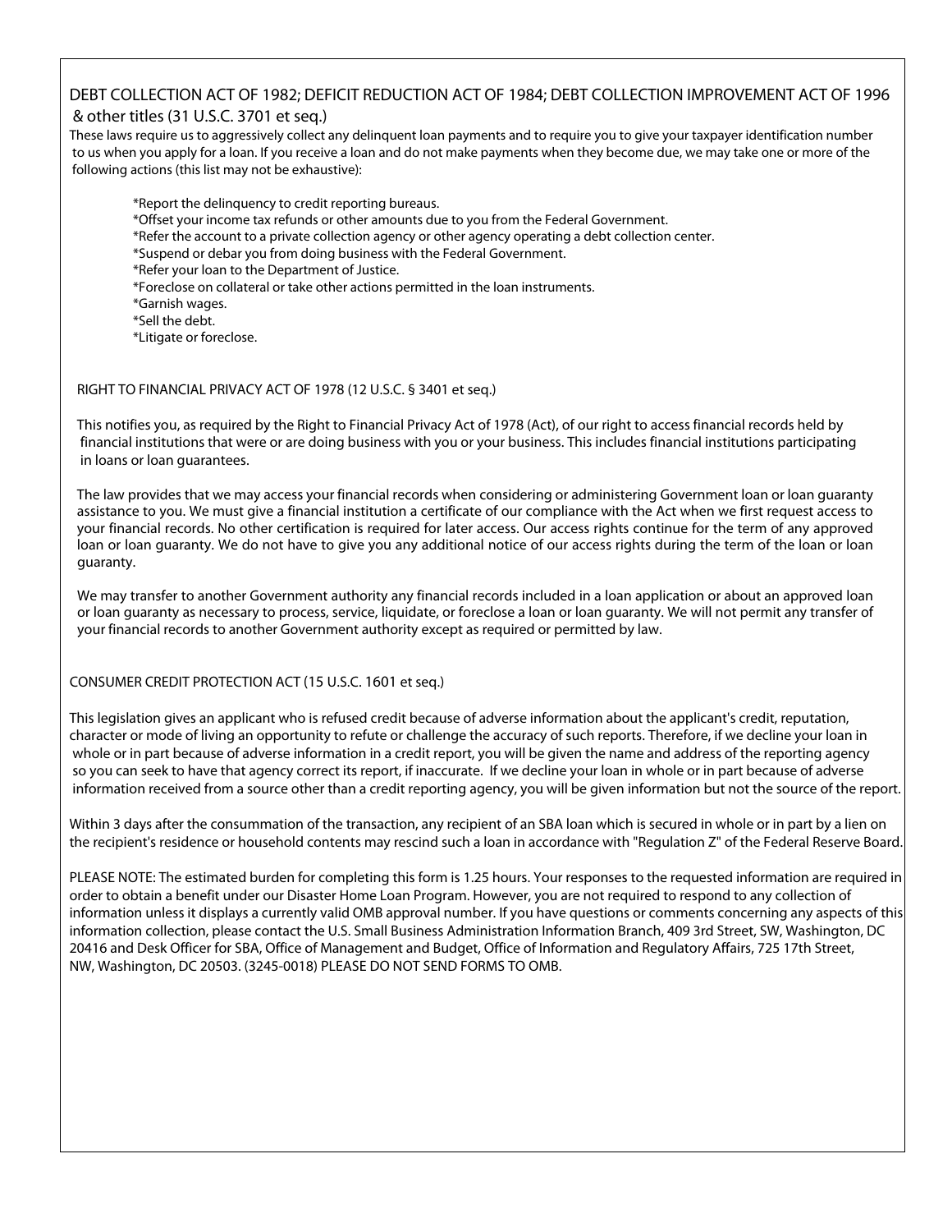## DEBT COLLECTION ACT OF 1982; DEFICIT REDUCTION ACT OF 1984; DEBT COLLECTION IMPROVEMENT ACT OF 1996 & other titles (31 U.S.C. 3701 et seq.)

These laws require us to aggressively collect any delinquent loan payments and to require you to give your taxpayer identification number to us when you apply for a loan. If you receive a loan and do not make payments when they become due, we may take one or more of the following actions (this list may not be exhaustive):

*Report the delinquency to credit reporting bureaus.
*Offset your income tax refunds or other amounts due to you from the Federal Government.
*Refer the account to a private collection agency or other agency operating a debt collection center.
*Suspend or debar you from doing business with the Federal Government.
*Refer your loan to the Department of Justice.
*Foreclose on collateral or take other actions permitted in the loan instruments.
*Garnish wages.
*Sell the debt.
*Litigate or foreclose.

## RIGHT TO FINANCIAL PRIVACY ACT OF 1978 (12 U.S.C. § 3401 et seq.)

This notifies you, as required by the Right to Financial Privacy Act of 1978 (Act), of our right to access financial records held by financial institutions that were or are doing business with you or your business. This includes financial institutions participating in loans or loan guarantees.

The law provides that we may access your financial records when considering or administering Government loan or loan guaranty assistance to you. We must give a financial institution a certificate of our compliance with the Act when we first request access to your financial records. No other certification is required for later access. Our access rights continue for the term of any approved loan or loan guaranty. We do not have to give you any additional notice of our access rights during the term of the loan or loan guaranty.

We may transfer to another Government authority any financial records included in a loan application or about an approved loan or loan guaranty as necessary to process, service, liquidate, or foreclose a loan or loan guaranty. We will not permit any transfer of your financial records to another Government authority except as required or permitted by law.

## CONSUMER CREDIT PROTECTION ACT (15 U.S.C. 1601 et seq.)

This legislation gives an applicant who is refused credit because of adverse information about the applicant's credit, reputation, character or mode of living an opportunity to refute or challenge the accuracy of such reports. Therefore, if we decline your loan in whole or in part because of adverse information in a credit report, you will be given the name and address of the reporting agency so you can seek to have that agency correct its report, if inaccurate. If we decline your loan in whole or in part because of adverse information received from a source other than a credit reporting agency, you will be given information but not the source of the report.

Within 3 days after the consummation of the transaction, any recipient of an SBA loan which is secured in whole or in part by a lien on the recipient's residence or household contents may rescind such a loan in accordance with "Regulation Z" of the Federal Reserve Board.

PLEASE NOTE: The estimated burden for completing this form is 1.25 hours. Your responses to the requested information are required in order to obtain a benefit under our Disaster Home Loan Program. However, you are not required to respond to any collection of information unless it displays a currently valid OMB approval number. If you have questions or comments concerning any aspects of this information collection, please contact the U.S. Small Business Administration Information Branch, 409 3rd Street, SW, Washington, DC 20416 and Desk Officer for SBA, Office of Management and Budget, Office of Information and Regulatory Affairs, 725 17th Street, NW, Washington, DC 20503. (3245-0018) PLEASE DO NOT SEND FORMS TO OMB.